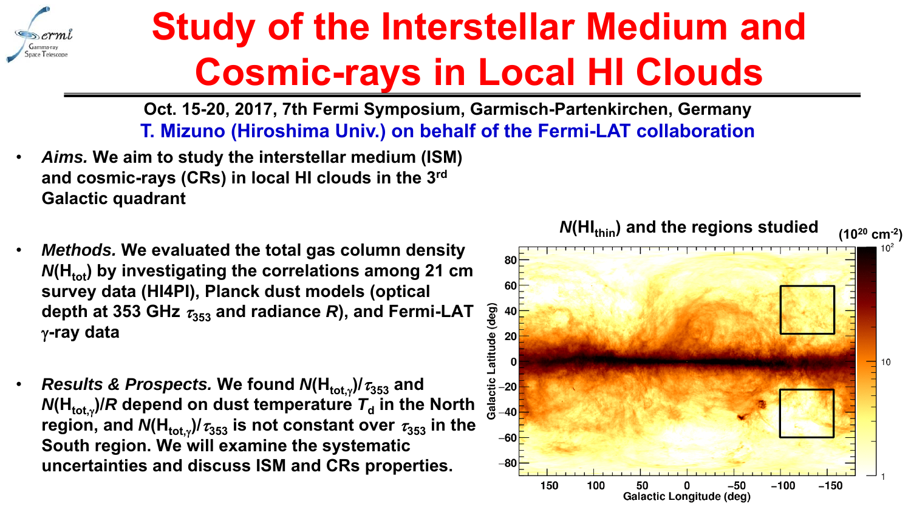# Study of the Interstellar Medium and Cosmic-rays in Local HI Clouds

**Oct. 15-20, 2017, 7th Fermi Symposium, Garmisch-Partenkirchen, Germany**

**T. Mizuno (Hiroshima Univ.) on behalf of the Fermi-LAT collaboration**

- ***Aims.*** **We aim to study the interstellar medium (ISM) and cosmic-rays (CRs) in local HI clouds in the 3rd Galactic quadrant**

- ***Methods.*** **We evaluated the total gas column density $N(\mathrm{H_{tot}})$ by investigating the correlations among 21 cm survey data (HI4PI), Planck dust models (optical depth at 353 GHz $\tau_{353}$ and radiance $R$), and Fermi-LAT $\gamma$-ray data**

- ***Results & Prospects.*** **We found $N(\mathrm{H_{tot,\gamma}})/\tau_{353}$ and $N(\mathrm{H_{tot,\gamma}})/R$ depend on dust temperature $T_d$ in the North region, and $N(\mathrm{H_{tot,\gamma}})/\tau_{353}$ is not constant over $\tau_{353}$ in the South region. We will examine the systematic uncertainties and discuss ISM and CRs properties.**

**$N(\mathrm{HI_{thin}})$ and the regions studied** ($10^{20}$ cm$^{-2}$)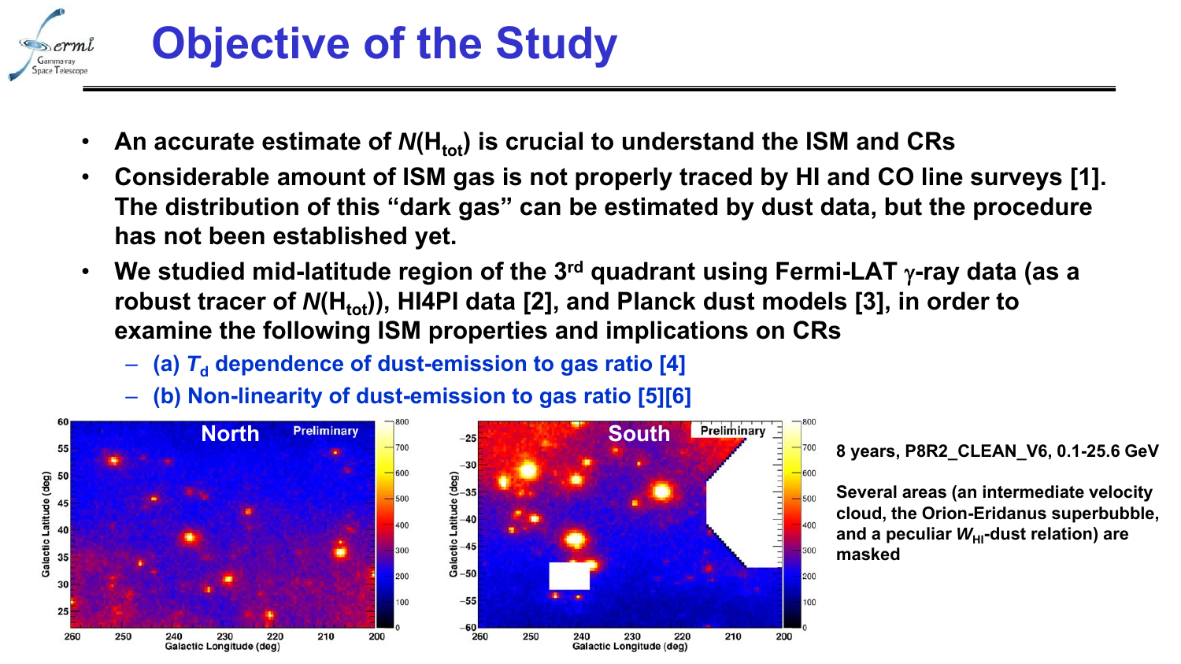# Objective of the Study

- An accurate estimate of $N(H_{tot})$ is crucial to understand the ISM and CRs
- Considerable amount of ISM gas is not properly traced by HI and CO line surveys [1]. The distribution of this "dark gas" can be estimated by dust data, but the procedure has not been established yet.
- We studied mid-latitude region of the 3rd quadrant using Fermi-LAT $\gamma$-ray data (as a robust tracer of $N(H_{tot})$), HI4PI data [2], and Planck dust models [3], in order to examine the following ISM properties and implications on CRs
  - (a) $T_d$ dependence of dust-emission to gas ratio [4]
  - (b) Non-linearity of dust-emission to gas ratio [5][6]

8 years, P8R2_CLEAN_V6, 0.1-25.6 GeV

Several areas (an intermediate velocity cloud, the Orion-Eridanus superbubble, and a peculiar $W_{HI}$-dust relation) are masked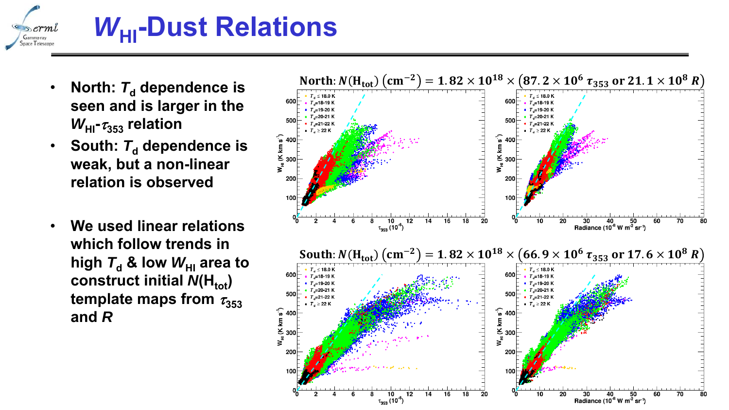# $W_{HI}$-Dust Relations

- **North: $T_d$ dependence is seen and is larger in the $W_{HI}$-$\tau_{353}$ relation**
- **South: $T_d$ dependence is weak, but a non-linear relation is observed**
- **We used linear relations which follow trends in high $T_d$ & low $W_{HI}$ area to construct initial $N(H_{tot})$ template maps from $\tau_{353}$ and $R$**

**North:** $N(\mathrm{H_{tot}})\ (\mathrm{cm^{-2}}) = 1.82 \times 10^{18} \times (87.2 \times 10^{6}\ \tau_{353}\ \mathrm{or}\ 21.1 \times 10^{8}\ R)$

**South:** $N(\mathrm{H_{tot}})\ (\mathrm{cm^{-2}}) = 1.82 \times 10^{18} \times (66.9 \times 10^{6}\ \tau_{353}\ \mathrm{or}\ 17.6 \times 10^{8}\ R)$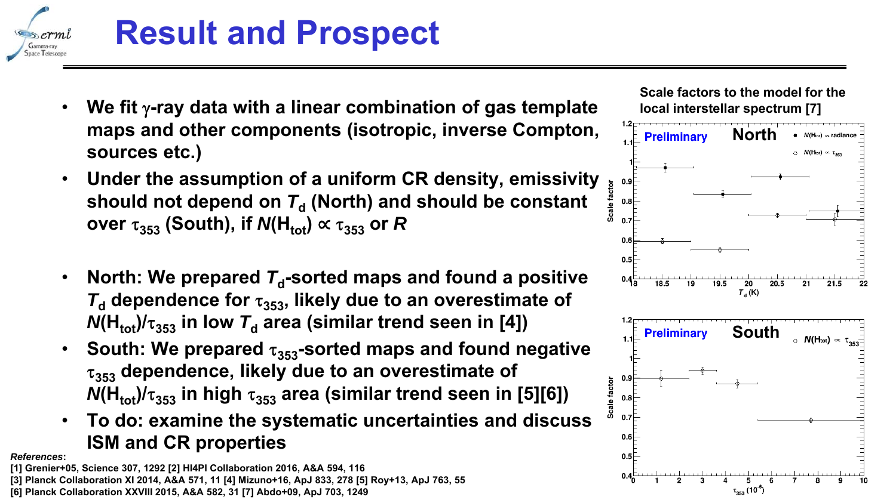# Result and Prospect

- We fit $\gamma$-ray data with a linear combination of gas template maps and other components (isotropic, inverse Compton, sources etc.)
- Under the assumption of a uniform CR density, emissivity should not depend on $T_d$ (North) and should be constant over $\tau_{353}$ (South), if $N(H_{tot}) \propto \tau_{353}$ or $R$
- North: We prepared $T_d$-sorted maps and found a positive $T_d$ dependence for $\tau_{353}$, likely due to an overestimate of $N(H_{tot})/\tau_{353}$ in low $T_d$ area (similar trend seen in [4])
- South: We prepared $\tau_{353}$-sorted maps and found negative $\tau_{353}$ dependence, likely due to an overestimate of $N(H_{tot})/\tau_{353}$ in high $\tau_{353}$ area (similar trend seen in [5][6])
- To do: examine the systematic uncertainties and discuss ISM and CR properties

Scale factors to the model for the local interstellar spectrum [7]

Preliminary
North
$N(H_{tot}) \propto$ radiance
$N(H_{tot}) \propto \tau_{353}$
Scale factor
1.2
1.1
1
0.9
0.8
0.7
0.6
0.5
0.4
18
18.5
19
19.5
20
20.5
21
21.5
22
$T_d$ (K)

Preliminary
South
$N(H_{tot}) \propto \tau_{353}$
Scale factor
1.2
1.1
1
0.9
0.8
0.7
0.6
0.5
0.4
0
1
2
3
4
5
6
7
8
9
10
$\tau_{353}$ ($10^{-6}$)

*References*:
[1] Grenier+05, Science 307, 1292 [2] HI4PI Collaboration 2016, A&A 594, 116
[3] Planck Collaboration XI 2014, A&A 571, 11 [4] Mizuno+16, ApJ 833, 278 [5] Roy+13, ApJ 763, 55
[6] Planck Collaboration XXVIII 2015, A&A 582, 31 [7] Abdo+09, ApJ 703, 1249